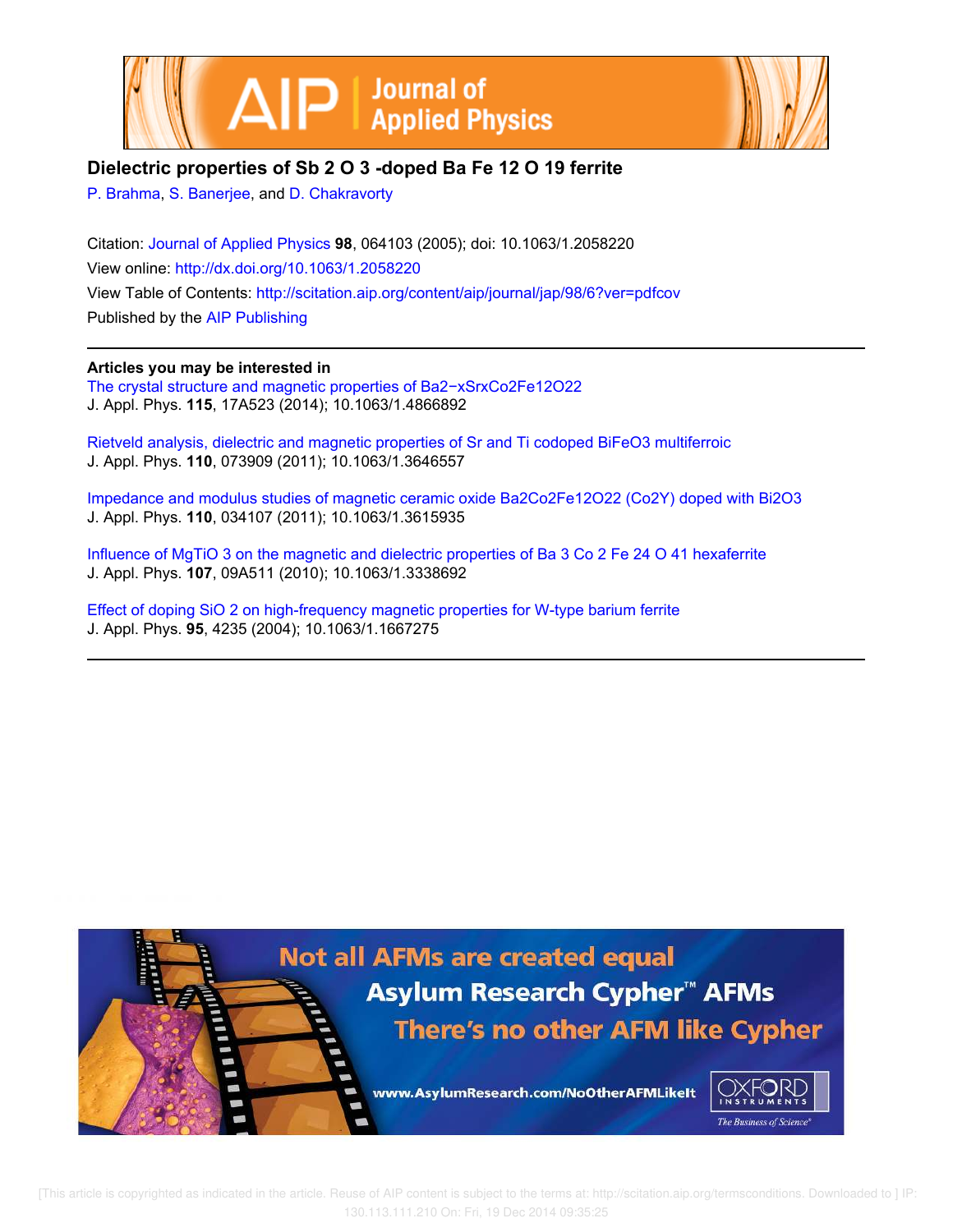# Dielectric properties of $Sb_2O_3$-doped $BaFe_{12}O_{19}$ ferrite

P. Brahma, S. Banerjee, and D. Chakravorty

Citation: Journal of Applied Physics **98**, 064103 (2005); doi: 10.1063/1.2058220

View online: http://dx.doi.org/10.1063/1.2058220

View Table of Contents: http://scitation.aip.org/content/aip/journal/jap/98/6?ver=pdfcov

Published by the AIP Publishing

**Articles you may be interested in**

The crystal structure and magnetic properties of $Ba_{2-x}Sr_xCo_2Fe_{12}O_{22}$
J. Appl. Phys. **115**, 17A523 (2014); 10.1063/1.4866892

Rietveld analysis, dielectric and magnetic properties of Sr and Ti codoped $BiFeO_3$ multiferroic
J. Appl. Phys. **110**, 073909 (2011); 10.1063/1.3646557

Impedance and modulus studies of magnetic ceramic oxide $Ba_2Co_2Fe_{12}O_{22}$ (Co2Y) doped with $Bi_2O_3$
J. Appl. Phys. **110**, 034107 (2011); 10.1063/1.3615935

Influence of $MgTiO_3$ on the magnetic and dielectric properties of $Ba_3Co_2Fe_{24}O_{41}$ hexaferrite
J. Appl. Phys. **107**, 09A511 (2010); 10.1063/1.3338692

Effect of doping $SiO_2$ on high-frequency magnetic properties for W-type barium ferrite
J. Appl. Phys. **95**, 4235 (2004); 10.1063/1.1667275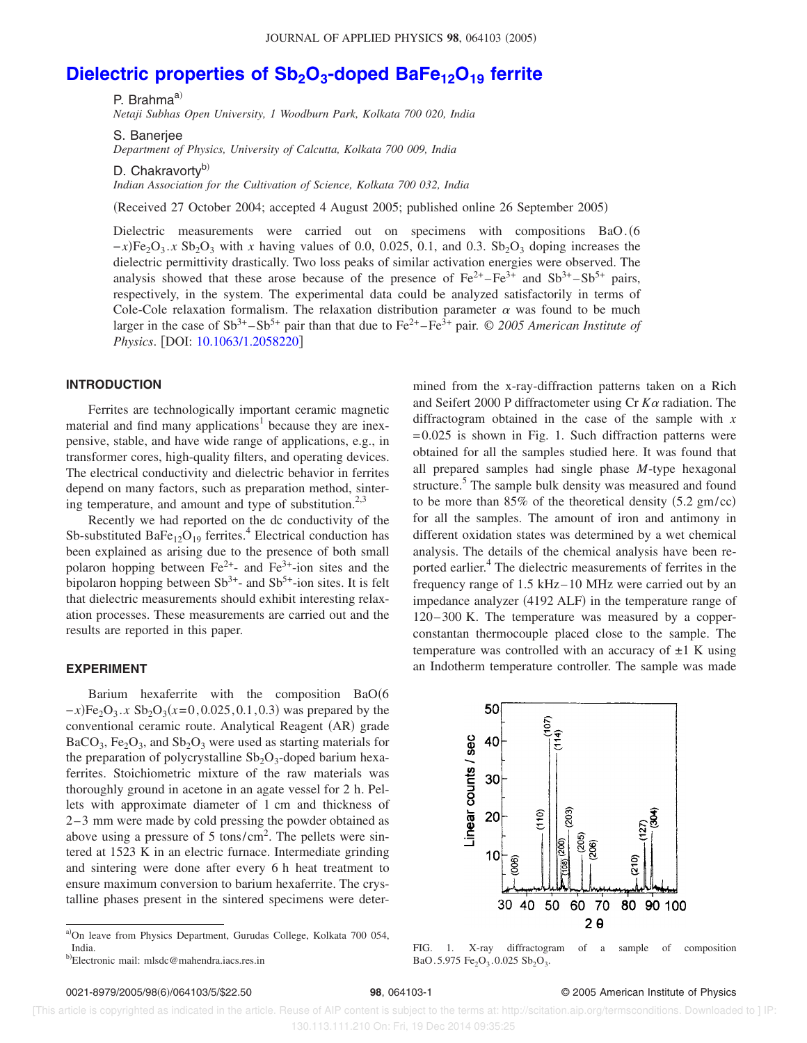# Dielectric properties of $Sb_2O_3$-doped $BaFe_{12}O_{19}$ ferrite

P. Brahma[a)]
*Netaji Subhas Open University, 1 Woodburn Park, Kolkata 700 020, India*

S. Banerjee
*Department of Physics, University of Calcutta, Kolkata 700 009, India*

D. Chakravorty[b)]
*Indian Association for the Cultivation of Science, Kolkata 700 032, India*

(Received 27 October 2004; accepted 4 August 2005; published online 26 September 2005)

Dielectric measurements were carried out on specimens with compositions $BaO.(6-x)Fe_2O_3.x\ Sb_2O_3$ with $x$ having values of 0.0, 0.025, 0.1, and 0.3. $Sb_2O_3$ doping increases the dielectric permittivity drastically. Two loss peaks of similar activation energies were observed. The analysis showed that these arose because of the presence of $Fe^{2+}-Fe^{3+}$ and $Sb^{3+}-Sb^{5+}$ pairs, respectively, in the system. The experimental data could be analyzed satisfactorily in terms of Cole-Cole relaxation formalism. The relaxation distribution parameter $\alpha$ was found to be much larger in the case of $Sb^{3+}-Sb^{5+}$ pair than that due to $Fe^{2+}-Fe^{3+}$ pair. © *2005 American Institute of Physics*. [DOI: 10.1063/1.2058220]

## INTRODUCTION

Ferrites are technologically important ceramic magnetic material and find many applications[1] because they are inexpensive, stable, and have wide range of applications, e.g., in transformer cores, high-quality filters, and operating devices. The electrical conductivity and dielectric behavior in ferrites depend on many factors, such as preparation method, sintering temperature, and amount and type of substitution.[2,3]

Recently we had reported on the dc conductivity of the Sb-substituted $BaFe_{12}O_{19}$ ferrites.[4] Electrical conduction has been explained as arising due to the presence of both small polaron hopping between $Fe^{2+}$- and $Fe^{3+}$-ion sites and the bipolaron hopping between $Sb^{3+}$- and $Sb^{5+}$-ion sites. It is felt that dielectric measurements should exhibit interesting relaxation processes. These measurements are carried out and the results are reported in this paper.

## EXPERIMENT

Barium hexaferrite with the composition $BaO(6-x)Fe_2O_3.x\ Sb_2O_3(x=0,0.025,0.1,0.3)$ was prepared by the conventional ceramic route. Analytical Reagent (AR) grade $BaCO_3$, $Fe_2O_3$, and $Sb_2O_3$ were used as starting materials for the preparation of polycrystalline $Sb_2O_3$-doped barium hexaferrites. Stoichiometric mixture of the raw materials was thoroughly ground in acetone in an agate vessel for 2 h. Pellets with approximate diameter of 1 cm and thickness of 2–3 mm were made by cold pressing the powder obtained as above using a pressure of 5 tons/cm$^2$. The pellets were sintered at 1523 K in an electric furnace. Intermediate grinding and sintering were done after every 6 h heat treatment to ensure maximum conversion to barium hexaferrite. The crystalline phases present in the sintered specimens were determined from the x-ray-diffraction patterns taken on a Rich and Seifert 2000 P diffractometer using Cr $K\alpha$ radiation. The diffractogram obtained in the case of the sample with $x=0.025$ is shown in Fig. 1. Such diffraction patterns were obtained for all the samples studied here. It was found that all prepared samples had single phase *M*-type hexagonal structure.[5] The sample bulk density was measured and found to be more than 85% of the theoretical density (5.2 gm/cc) for all the samples. The amount of iron and antimony in different oxidation states was determined by a wet chemical analysis. The details of the chemical analysis have been reported earlier.[4] The dielectric measurements of ferrites in the frequency range of 1.5 kHz–10 MHz were carried out by an impedance analyzer (4192 ALF) in the temperature range of 120–300 K. The temperature was measured by a copper-constantan thermocouple placed close to the sample. The temperature was controlled with an accuracy of ±1 K using an Indotherm temperature controller. The sample was made

FIG. 1. X-ray diffractogram of a sample of composition $BaO.5.975\ Fe_2O_3.0.025\ Sb_2O_3$.

[a)]On leave from Physics Department, Gurudas College, Kolkata 700 054, India.

[b)]Electronic mail: mlsdc@mahendra.iacs.res.in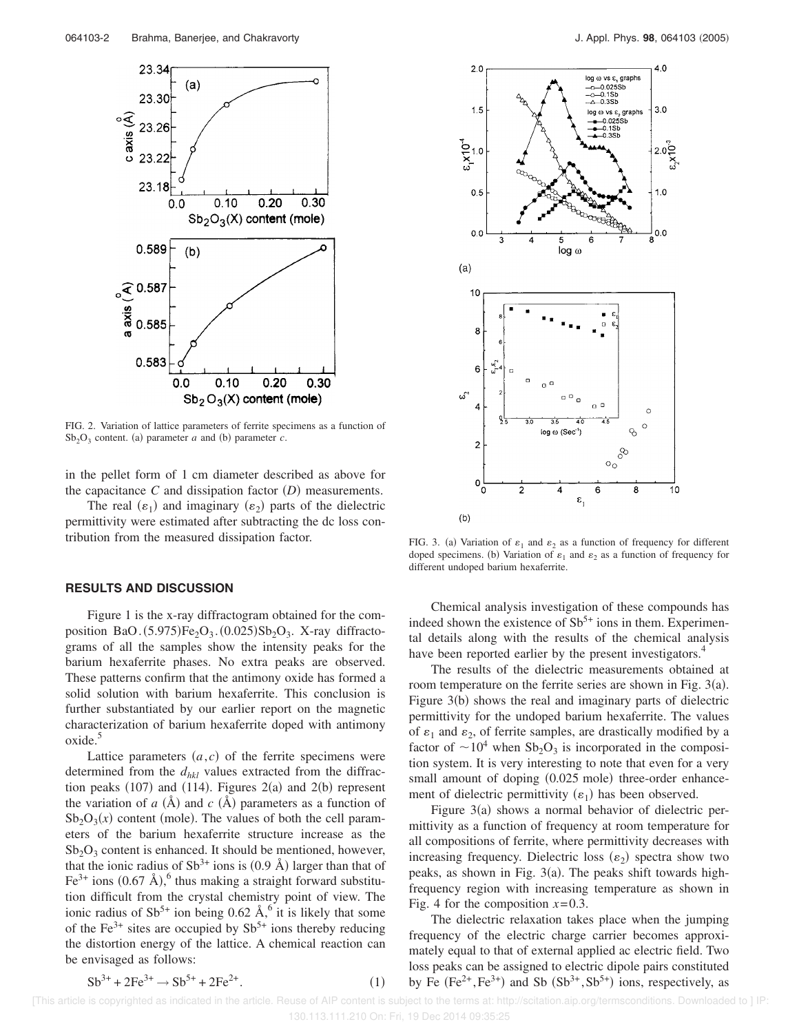FIG. 2. Variation of lattice parameters of ferrite specimens as a function of $Sb_2O_3$ content. (a) parameter $a$ and (b) parameter $c$.

in the pellet form of 1 cm diameter described as above for the capacitance $C$ and dissipation factor ($D$) measurements.

The real ($\varepsilon_1$) and imaginary ($\varepsilon_2$) parts of the dielectric permittivity were estimated after subtracting the dc loss contribution from the measured dissipation factor.

## RESULTS AND DISCUSSION

Figure 1 is the x-ray diffractogram obtained for the composition $BaO.(5.975)Fe_2O_3.(0.025)Sb_2O_3$. X-ray diffractograms of all the samples show the intensity peaks for the barium hexaferrite phases. No extra peaks are observed. These patterns confirm that the antimony oxide has formed a solid solution with barium hexaferrite. This conclusion is further substantiated by our earlier report on the magnetic characterization of barium hexaferrite doped with antimony oxide.[5]

Lattice parameters ($a,c$) of the ferrite specimens were determined from the $d_{hkl}$ values extracted from the diffraction peaks (107) and (114). Figures 2(a) and 2(b) represent the variation of $a$ (Å) and $c$ (Å) parameters as a function of $Sb_2O_3(x)$ content (mole). The values of both the cell parameters of the barium hexaferrite structure increase as the $Sb_2O_3$ content is enhanced. It should be mentioned, however, that the ionic radius of $Sb^{3+}$ ions is (0.9 Å) larger than that of $Fe^{3+}$ ions (0.67 Å),[6] thus making a straight forward substitution difficult from the crystal chemistry point of view. The ionic radius of $Sb^{5+}$ ion being 0.62 Å,[6] it is likely that some of the $Fe^{3+}$ sites are occupied by $Sb^{5+}$ ions thereby reducing the distortion energy of the lattice. A chemical reaction can be envisaged as follows:

$$Sb^{3+} + 2Fe^{3+} \rightarrow Sb^{5+} + 2Fe^{2+}. \quad (1)$$

FIG. 3. (a) Variation of $\varepsilon_1$ and $\varepsilon_2$ as a function of frequency for different doped specimens. (b) Variation of $\varepsilon_1$ and $\varepsilon_2$ as a function of frequency for different undoped barium hexaferrite.

Chemical analysis investigation of these compounds has indeed shown the existence of $Sb^{5+}$ ions in them. Experimental details along with the results of the chemical analysis have been reported earlier by the present investigators.[4]

The results of the dielectric measurements obtained at room temperature on the ferrite series are shown in Fig. 3(a). Figure 3(b) shows the real and imaginary parts of dielectric permittivity for the undoped barium hexaferrite. The values of $\varepsilon_1$ and $\varepsilon_2$, of ferrite samples, are drastically modified by a factor of $\sim 10^4$ when $Sb_2O_3$ is incorporated in the composition system. It is very interesting to note that even for a very small amount of doping (0.025 mole) three-order enhancement of dielectric permittivity ($\varepsilon_1$) has been observed.

Figure 3(a) shows a normal behavior of dielectric permittivity as a function of frequency at room temperature for all compositions of ferrite, where permittivity decreases with increasing frequency. Dielectric loss ($\varepsilon_2$) spectra show two peaks, as shown in Fig. 3(a). The peaks shift towards high-frequency region with increasing temperature as shown in Fig. 4 for the composition $x=0.3$.

The dielectric relaxation takes place when the jumping frequency of the electric charge carrier becomes approximately equal to that of external applied ac electric field. Two loss peaks can be assigned to electric dipole pairs constituted by Fe ($Fe^{2+}, Fe^{3+}$) and Sb ($Sb^{3+}, Sb^{5+}$) ions, respectively, as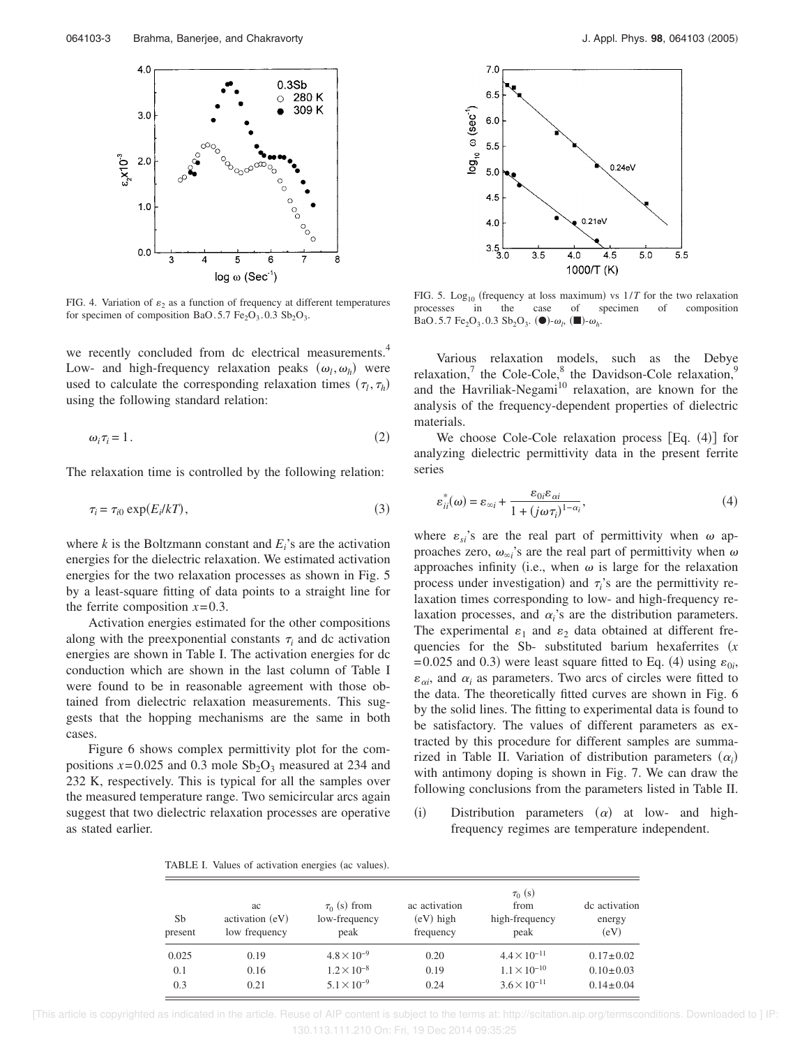FIG. 4. Variation of $\varepsilon_2$ as a function of frequency at different temperatures for specimen of composition $BaO.5.7\ Fe_2O_3.0.3\ Sb_2O_3$.

we recently concluded from dc electrical measurements.[4] Low- and high-frequency relaxation peaks $(\omega_l, \omega_h)$ were used to calculate the corresponding relaxation times $(\tau_l, \tau_h)$ using the following standard relation:

$$\omega_i \tau_i = 1. \tag{2}$$

The relaxation time is controlled by the following relation:

$$\tau_i = \tau_{i0} \exp(E_i/kT), \tag{3}$$

where $k$ is the Boltzmann constant and $E_i$'s are the activation energies for the dielectric relaxation. We estimated activation energies for the two relaxation processes as shown in Fig. 5 by a least-square fitting of data points to a straight line for the ferrite composition $x=0.3$.

Activation energies estimated for the other compositions along with the preexponential constants $\tau_i$ and dc activation energies are shown in Table I. The activation energies for dc conduction which are shown in the last column of Table I were found to be in reasonable agreement with those obtained from dielectric relaxation measurements. This suggests that the hopping mechanisms are the same in both cases.

Figure 6 shows complex permittivity plot for the compositions $x=0.025$ and 0.3 mole $Sb_2O_3$ measured at 234 and 232 K, respectively. This is typical for all the samples over the measured temperature range. Two semicircular arcs again suggest that two dielectric relaxation processes are operative as stated earlier.

FIG. 5. $\text{Log}_{10}$ (frequency at loss maximum) vs $1/T$ for the two relaxation processes in the case of specimen of composition $BaO.5.7\ Fe_2O_3.0.3\ Sb_2O_3$. (●)-$\omega_l$, (■)-$\omega_h$.

Various relaxation models, such as the Debye relaxation,[7] the Cole-Cole,[8] the Davidson-Cole relaxation,[9] and the Havriliak-Negami[10] relaxation, are known for the analysis of the frequency-dependent properties of dielectric materials.

We choose Cole-Cole relaxation process [Eq. (4)] for analyzing dielectric permittivity data in the present ferrite series

$$\varepsilon_{ii}^{*}(\omega) = \varepsilon_{\infty i} + \frac{\varepsilon_{0i}\varepsilon_{\alpha i}}{1 + (j\omega\tau_i)^{1-\alpha_i}}, \tag{4}$$

where $\varepsilon_{si}$'s are the real part of permittivity when $\omega$ approaches zero, $\omega_{\infty i}$'s are the real part of permittivity when $\omega$ approaches infinity (i.e., when $\omega$ is large for the relaxation process under investigation) and $\tau_i$'s are the permittivity relaxation times corresponding to low- and high-frequency relaxation processes, and $\alpha_i$'s are the distribution parameters. The experimental $\varepsilon_1$ and $\varepsilon_2$ data obtained at different frequencies for the Sb- substituted barium hexaferrites ($x=0.025$ and 0.3) were least square fitted to Eq. (4) using $\varepsilon_{0i}$, $\varepsilon_{\alpha i}$, and $\alpha_i$ as parameters. Two arcs of circles were fitted to the data. The theoretically fitted curves are shown in Fig. 6 by the solid lines. The fitting to experimental data is found to be satisfactory. The values of different parameters as extracted by this procedure for different samples are summarized in Table II. Variation of distribution parameters $(\alpha_i)$ with antimony doping is shown in Fig. 7. We can draw the following conclusions from the parameters listed in Table II.

(i) Distribution parameters $(\alpha)$ at low- and high-frequency regimes are temperature independent.

TABLE I. Values of activation energies (ac values).

| Sb present | ac activation (eV) low frequency | $\tau_0$ (s) from low-frequency peak | ac activation (eV) high frequency | $\tau_0$ (s) from high-frequency peak | dc activation energy (eV) |
|---|---|---|---|---|---|
| 0.025 | 0.19 | $4.8 \times 10^{-9}$ | 0.20 | $4.4 \times 10^{-11}$ | $0.17 \pm 0.02$ |
| 0.1 | 0.16 | $1.2 \times 10^{-8}$ | 0.19 | $1.1 \times 10^{-10}$ | $0.10 \pm 0.03$ |
| 0.3 | 0.21 | $5.1 \times 10^{-9}$ | 0.24 | $3.6 \times 10^{-11}$ | $0.14 \pm 0.04$ |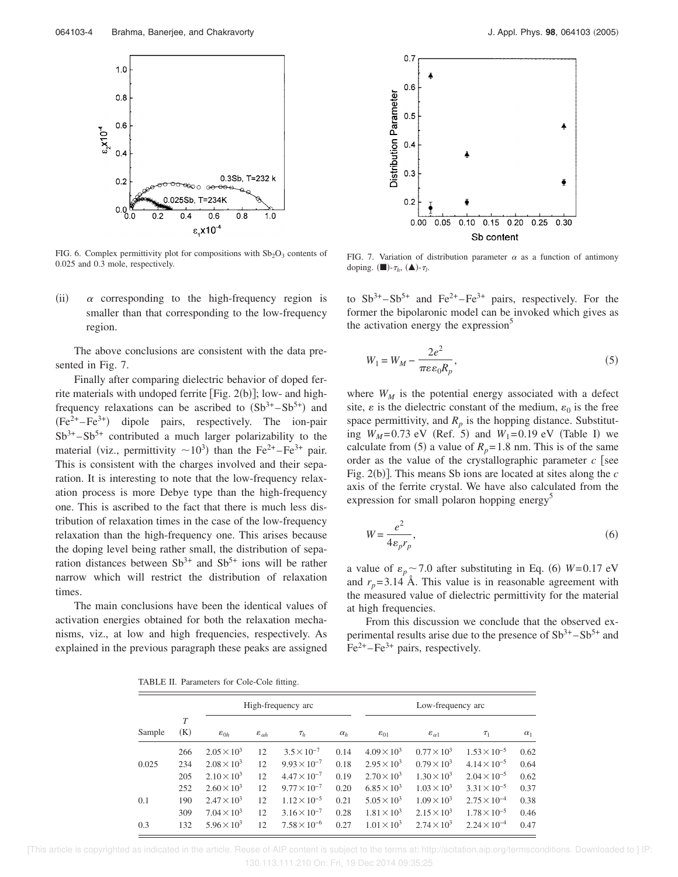FIG. 6. Complex permittivity plot for compositions with $Sb_2O_3$ contents of 0.025 and 0.3 mole, respectively.

FIG. 7. Variation of distribution parameter $\alpha$ as a function of antimony doping. (■)-$\tau_h$, (▲)-$\tau_l$.

(ii) $\alpha$ corresponding to the high-frequency region is smaller than that corresponding to the low-frequency region.

The above conclusions are consistent with the data presented in Fig. 7.

Finally after comparing dielectric behavior of doped ferrite materials with undoped ferrite [Fig. 2(b)]; low- and high-frequency relaxations can be ascribed to ($Sb^{3+}$–$Sb^{5+}$) and ($Fe^{2+}$–$Fe^{3+}$) dipole pairs, respectively. The ion-pair $Sb^{3+}$–$Sb^{5+}$ contributed a much larger polarizability to the material (viz., permittivity $\sim 10^3$) than the $Fe^{2+}$–$Fe^{3+}$ pair. This is consistent with the charges involved and their separation. It is interesting to note that the low-frequency relaxation process is more Debye type than the high-frequency one. This is ascribed to the fact that there is much less distribution of relaxation times in the case of the low-frequency relaxation than the high-frequency one. This arises because the doping level being rather small, the distribution of separation distances between $Sb^{3+}$ and $Sb^{5+}$ ions will be rather narrow which will restrict the distribution of relaxation times.

The main conclusions have been the identical values of activation energies obtained for both the relaxation mechanisms, viz., at low and high frequencies, respectively. As explained in the previous paragraph these peaks are assigned to $Sb^{3+}$–$Sb^{5+}$ and $Fe^{2+}$–$Fe^{3+}$ pairs, respectively. For the former the bipolaronic model can be invoked which gives as the activation energy the expression[5]

$$W_1 = W_M - \frac{2e^2}{\pi \varepsilon \varepsilon_0 R_p}, \tag{5}$$

where $W_M$ is the potential energy associated with a defect site, $\varepsilon$ is the dielectric constant of the medium, $\varepsilon_0$ is the free space permittivity, and $R_p$ is the hopping distance. Substituting $W_M = 0.73$ eV (Ref. 5) and $W_1 = 0.19$ eV (Table I) we calculate from (5) a value of $R_p = 1.8$ nm. This is of the same order as the value of the crystallographic parameter $c$ [see Fig. 2(b)]. This means Sb ions are located at sites along the $c$ axis of the ferrite crystal. We have also calculated from the expression for small polaron hopping energy[5]

$$W = \frac{e^2}{4\varepsilon_p r_p}, \tag{6}$$

a value of $\varepsilon_p \sim 7.0$ after substituting in Eq. (6) $W = 0.17$ eV and $r_p = 3.14$ Å. This value is in reasonable agreement with the measured value of dielectric permittivity for the material at high frequencies.

From this discussion we conclude that the observed experimental results arise due to the presence of $Sb^{3+}$–$Sb^{5+}$ and $Fe^{2+}$–$Fe^{3+}$ pairs, respectively.

TABLE II. Parameters for Cole-Cole fitting.

| | | High-frequency arc | | | | Low-frequency arc | | | |
|---|---|---|---|---|---|---|---|---|---|
| Sample | $T$ (K) | $\varepsilon_{0h}$ | $\varepsilon_{\alpha h}$ | $\tau_h$ | $\alpha_h$ | $\varepsilon_{01}$ | $\varepsilon_{\alpha 1}$ | $\tau_1$ | $\alpha_1$ |
| | 266 | $2.05\times10^3$ | 12 | $3.5\times10^{-7}$ | 0.14 | $4.09\times10^3$ | $0.77\times10^3$ | $1.53\times10^{-5}$ | 0.62 |
| 0.025 | 234 | $2.08\times10^3$ | 12 | $9.93\times10^{-7}$ | 0.18 | $2.95\times10^3$ | $0.79\times10^3$ | $4.14\times10^{-5}$ | 0.64 |
| | 205 | $2.10\times10^3$ | 12 | $4.47\times10^{-7}$ | 0.19 | $2.70\times10^3$ | $1.30\times10^3$ | $2.04\times10^{-5}$ | 0.62 |
| | 252 | $2.60\times10^3$ | 12 | $9.77\times10^{-7}$ | 0.20 | $6.85\times10^3$ | $1.03\times10^3$ | $3.31\times10^{-5}$ | 0.37 |
| 0.1 | 190 | $2.47\times10^3$ | 12 | $1.12\times10^{-5}$ | 0.21 | $5.05\times10^3$ | $1.09\times10^3$ | $2.75\times10^{-4}$ | 0.38 |
| | 309 | $7.04\times10^3$ | 12 | $3.16\times10^{-7}$ | 0.28 | $1.81\times10^3$ | $2.15\times10^3$ | $1.78\times10^{-5}$ | 0.46 |
| 0.3 | 132 | $5.96\times10^3$ | 12 | $7.58\times10^{-6}$ | 0.27 | $1.01\times10^3$ | $2.74\times10^3$ | $2.24\times10^{-4}$ | 0.47 |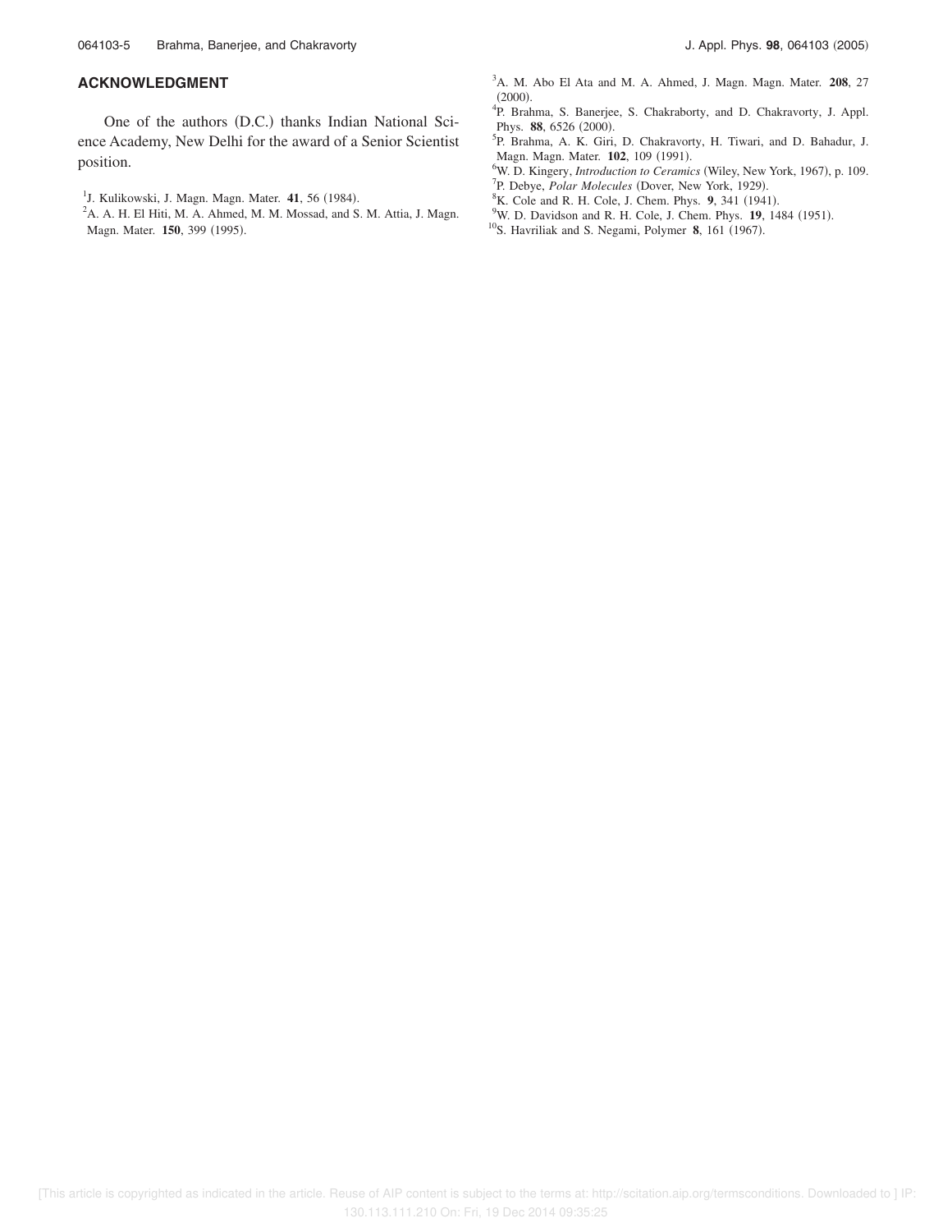## ACKNOWLEDGMENT

One of the authors (D.C.) thanks Indian National Science Academy, New Delhi for the award of a Senior Scientist position.

[1] J. Kulikowski, J. Magn. Magn. Mater. **41**, 56 (1984).
[2] A. A. H. El Hiti, M. A. Ahmed, M. M. Mossad, and S. M. Attia, J. Magn. Magn. Mater. **150**, 399 (1995).
[3] A. M. Abo El Ata and M. A. Ahmed, J. Magn. Magn. Mater. **208**, 27 (2000).
[4] P. Brahma, S. Banerjee, S. Chakraborty, and D. Chakravorty, J. Appl. Phys. **88**, 6526 (2000).
[5] P. Brahma, A. K. Giri, D. Chakravorty, H. Tiwari, and D. Bahadur, J. Magn. Magn. Mater. **102**, 109 (1991).
[6] W. D. Kingery, *Introduction to Ceramics* (Wiley, New York, 1967), p. 109.
[7] P. Debye, *Polar Molecules* (Dover, New York, 1929).
[8] K. Cole and R. H. Cole, J. Chem. Phys. **9**, 341 (1941).
[9] W. D. Davidson and R. H. Cole, J. Chem. Phys. **19**, 1484 (1951).
[10] S. Havriliak and S. Negami, Polymer **8**, 161 (1967).